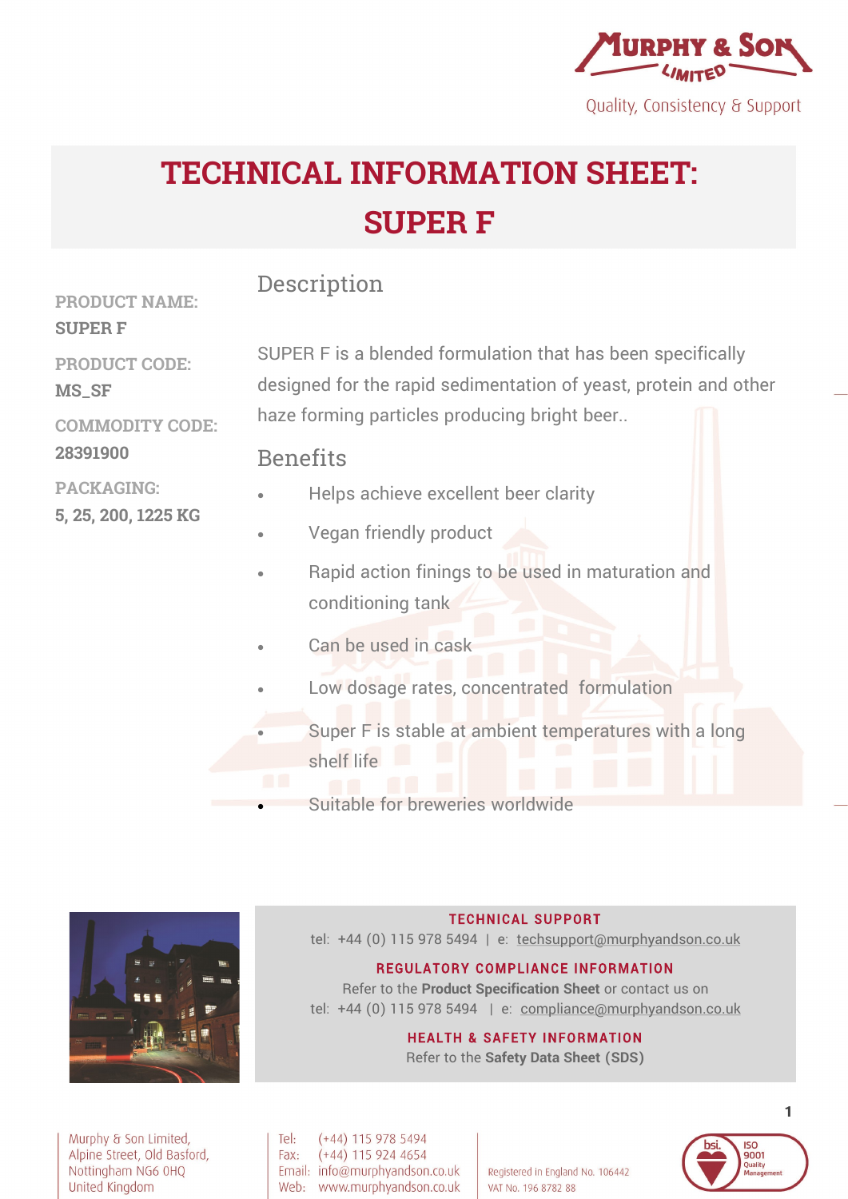Murphy & Son Limited

Quality, Consistency & Support

# TECHNICAL INFORMATION SHEET: SUPER F

**PRODUCT NAME:**
SUPER F

**PRODUCT CODE:**
MS_SF

**COMMODITY CODE:**
28391900

**PACKAGING:**
5, 25, 200, 1225 KG

## Description

SUPER F is a blended formulation that has been specifically designed for the rapid sedimentation of yeast, protein and other haze forming particles producing bright beer..

## Benefits

- Helps achieve excellent beer clarity
- Vegan friendly product
- Rapid action finings to be used in maturation and conditioning tank
- Can be used in cask
- Low dosage rates, concentrated formulation
- Super F is stable at ambient temperatures with a long shelf life
- Suitable for breweries worldwide

**TECHNICAL SUPPORT**
tel: +44 (0) 115 978 5494 | e: techsupport@murphyandson.co.uk

**REGULATORY COMPLIANCE INFORMATION**
Refer to the **Product Specification Sheet** or contact us on
tel: +44 (0) 115 978 5494 | e: compliance@murphyandson.co.uk

**HEALTH & SAFETY INFORMATION**
Refer to the **Safety Data Sheet (SDS)**

Murphy & Son Limited, Alpine Street, Old Basford, Nottingham NG6 0HQ United Kingdom

Tel: (+44) 115 978 5494
Fax: (+44) 115 924 4654
Email: info@murphyandson.co.uk
Web: www.murphyandson.co.uk

Registered in England No. 106442
VAT No. 196 8782 88

bsi. ISO 9001 Quality Management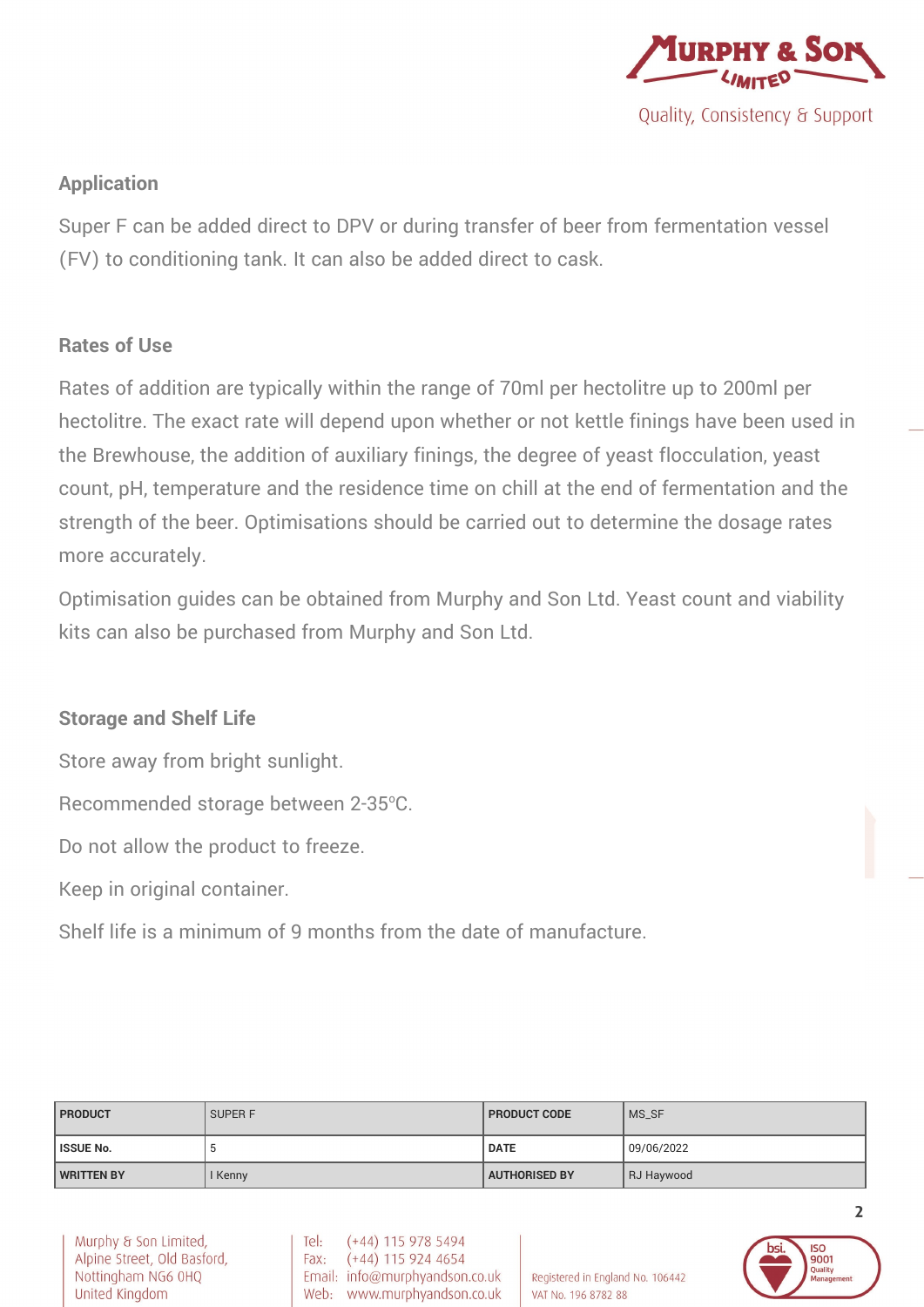## Application

Super F can be added direct to DPV or during transfer of beer from fermentation vessel (FV) to conditioning tank. It can also be added direct to cask.

## Rates of Use

Rates of addition are typically within the range of 70ml per hectolitre up to 200ml per hectolitre. The exact rate will depend upon whether or not kettle finings have been used in the Brewhouse, the addition of auxiliary finings, the degree of yeast flocculation, yeast count, pH, temperature and the residence time on chill at the end of fermentation and the strength of the beer. Optimisations should be carried out to determine the dosage rates more accurately.

Optimisation guides can be obtained from Murphy and Son Ltd. Yeast count and viability kits can also be purchased from Murphy and Son Ltd.

## Storage and Shelf Life

Store away from bright sunlight.

Recommended storage between 2-35ºC.

Do not allow the product to freeze.

Keep in original container.

Shelf life is a minimum of 9 months from the date of manufacture.

| | | | |
|---|---|---|---|
| **PRODUCT** | SUPER F | **PRODUCT CODE** | MS_SF |
| **ISSUE No.** | 5 | **DATE** | 09/06/2022 |
| **WRITTEN BY** | I Kenny | **AUTHORISED BY** | RJ Haywood |